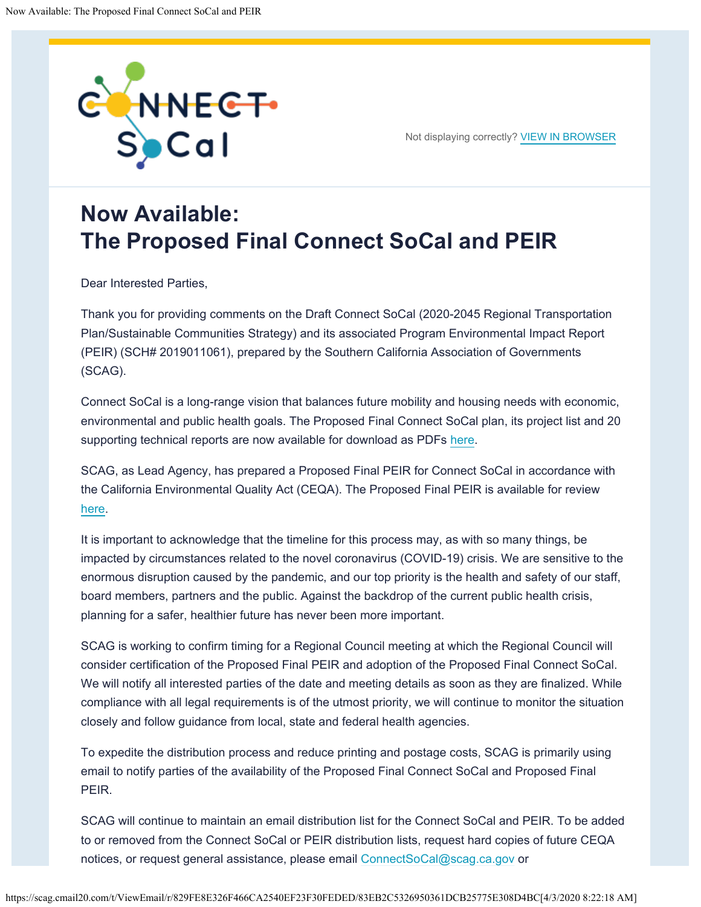Not displaying correctly? VIEW IN BROWSER

# Now Available: The Proposed Final Connect SoCal and PEIR

Dear Interested Parties,

Thank you for providing comments on the Draft Connect SoCal (2020-2045 Regional Transportation Plan/Sustainable Communities Strategy) and its associated Program Environmental Impact Report (PEIR) (SCH# 2019011061), prepared by the Southern California Association of Governments (SCAG).

Connect SoCal is a long-range vision that balances future mobility and housing needs with economic, environmental and public health goals. The Proposed Final Connect SoCal plan, its project list and 20 supporting technical reports are now available for download as PDFs here.

SCAG, as Lead Agency, has prepared a Proposed Final PEIR for Connect SoCal in accordance with the California Environmental Quality Act (CEQA). The Proposed Final PEIR is available for review here.

It is important to acknowledge that the timeline for this process may, as with so many things, be impacted by circumstances related to the novel coronavirus (COVID-19) crisis. We are sensitive to the enormous disruption caused by the pandemic, and our top priority is the health and safety of our staff, board members, partners and the public. Against the backdrop of the current public health crisis, planning for a safer, healthier future has never been more important.

SCAG is working to confirm timing for a Regional Council meeting at which the Regional Council will consider certification of the Proposed Final PEIR and adoption of the Proposed Final Connect SoCal. We will notify all interested parties of the date and meeting details as soon as they are finalized. While compliance with all legal requirements is of the utmost priority, we will continue to monitor the situation closely and follow guidance from local, state and federal health agencies.

To expedite the distribution process and reduce printing and postage costs, SCAG is primarily using email to notify parties of the availability of the Proposed Final Connect SoCal and Proposed Final PEIR.

SCAG will continue to maintain an email distribution list for the Connect SoCal and PEIR. To be added to or removed from the Connect SoCal or PEIR distribution lists, request hard copies of future CEQA notices, or request general assistance, please email ConnectSoCal@scag.ca.gov or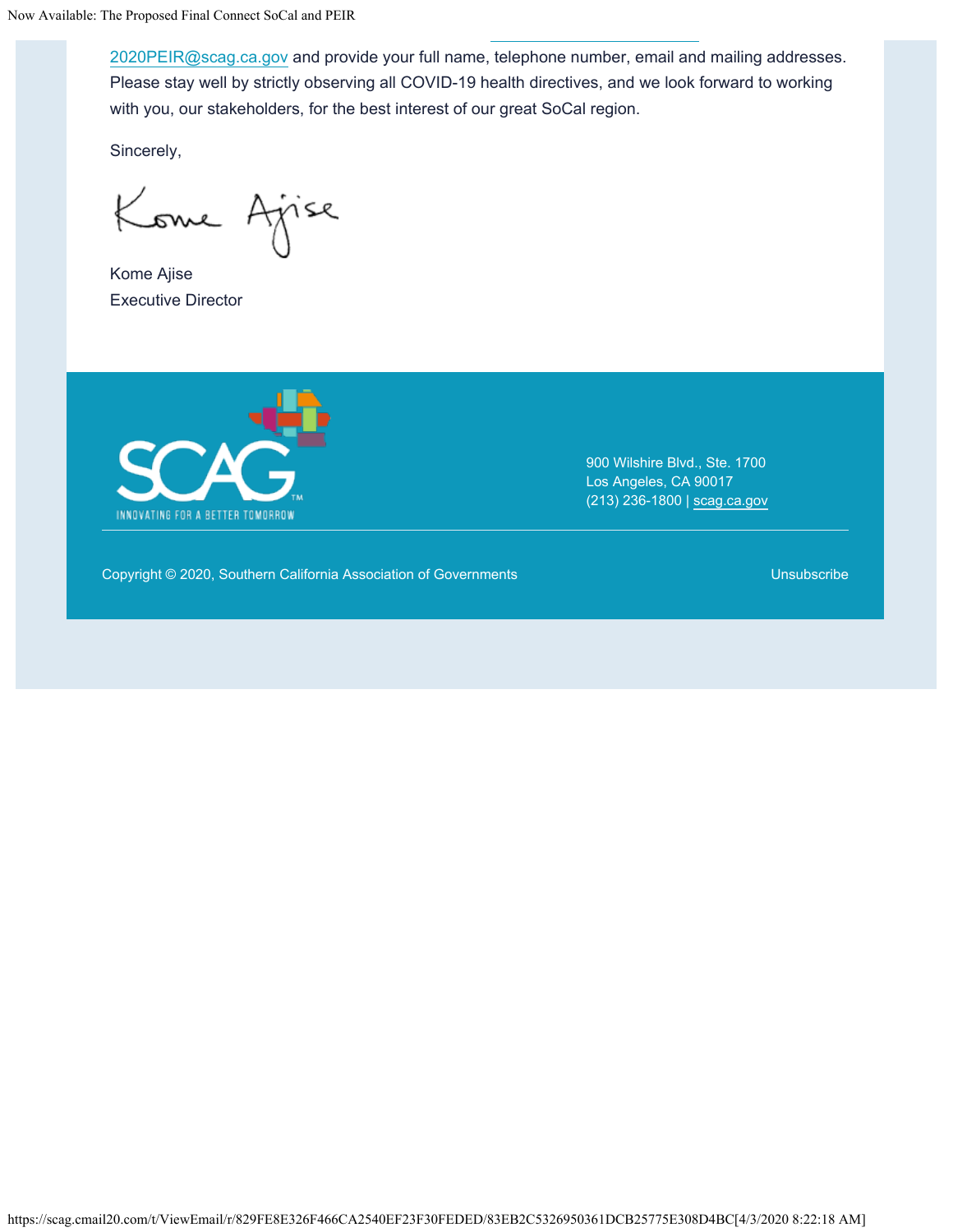2020PEIR@scag.ca.gov and provide your full name, telephone number, email and mailing addresses. Please stay well by strictly observing all COVID-19 health directives, and we look forward to working with you, our stakeholders, for the best interest of our great SoCal region.

Sincerely,

Kome Ajise
Executive Director

SCAG™
INNOVATING FOR A BETTER TOMORROW

900 Wilshire Blvd., Ste. 1700
Los Angeles, CA 90017
(213) 236-1800 | scag.ca.gov

Copyright © 2020, Southern California Association of Governments

Unsubscribe